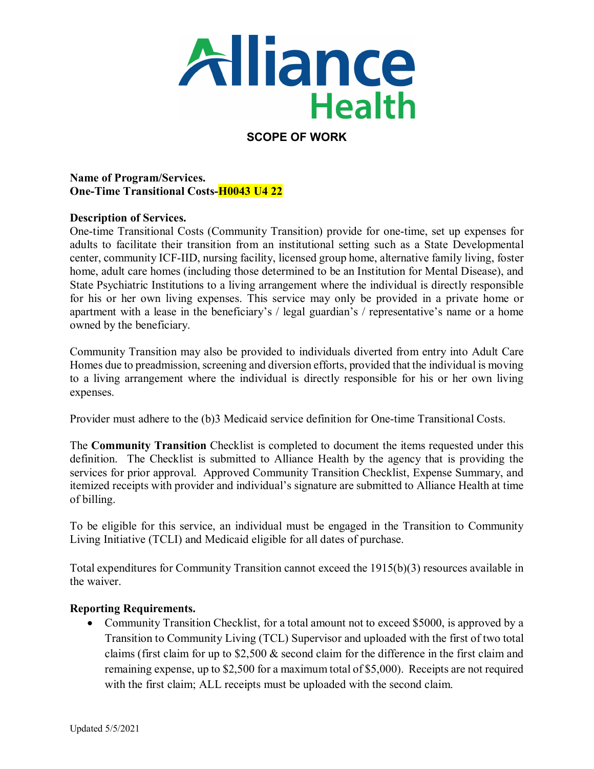# Alliance Health

## SCOPE OF WORK

**Name of Program/Services.**
**One-Time Transitional Costs-H0043 U4 22**

**Description of Services.**
One-time Transitional Costs (Community Transition) provide for one-time, set up expenses for adults to facilitate their transition from an institutional setting such as a State Developmental center, community ICF-IID, nursing facility, licensed group home, alternative family living, foster home, adult care homes (including those determined to be an Institution for Mental Disease), and State Psychiatric Institutions to a living arrangement where the individual is directly responsible for his or her own living expenses. This service may only be provided in a private home or apartment with a lease in the beneficiary's / legal guardian's / representative's name or a home owned by the beneficiary.

Community Transition may also be provided to individuals diverted from entry into Adult Care Homes due to preadmission, screening and diversion efforts, provided that the individual is moving to a living arrangement where the individual is directly responsible for his or her own living expenses.

Provider must adhere to the (b)3 Medicaid service definition for One-time Transitional Costs.

The **Community Transition** Checklist is completed to document the items requested under this definition. The Checklist is submitted to Alliance Health by the agency that is providing the services for prior approval. Approved Community Transition Checklist, Expense Summary, and itemized receipts with provider and individual's signature are submitted to Alliance Health at time of billing.

To be eligible for this service, an individual must be engaged in the Transition to Community Living Initiative (TCLI) and Medicaid eligible for all dates of purchase.

Total expenditures for Community Transition cannot exceed the 1915(b)(3) resources available in the waiver.

**Reporting Requirements.**

- Community Transition Checklist, for a total amount not to exceed $5000, is approved by a Transition to Community Living (TCL) Supervisor and uploaded with the first of two total claims (first claim for up to $2,500 & second claim for the difference in the first claim and remaining expense, up to $2,500 for a maximum total of $5,000). Receipts are not required with the first claim; ALL receipts must be uploaded with the second claim.

Updated 5/5/2021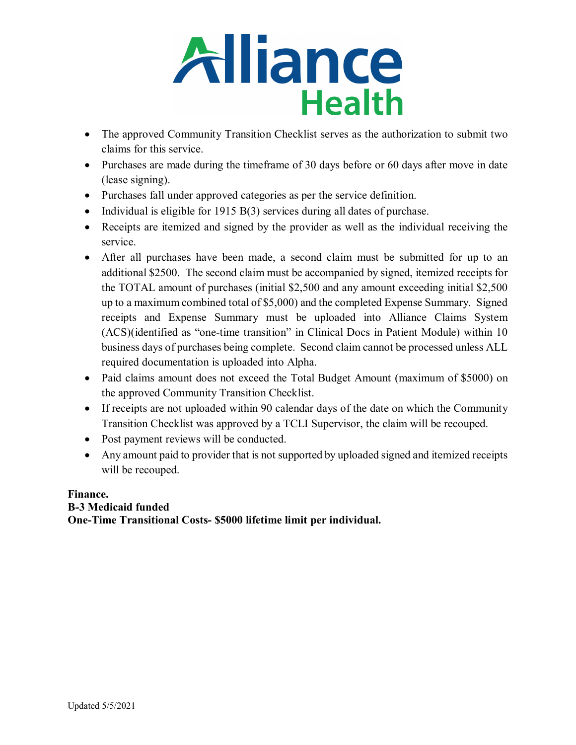- The approved Community Transition Checklist serves as the authorization to submit two claims for this service.
- Purchases are made during the timeframe of 30 days before or 60 days after move in date (lease signing).
- Purchases fall under approved categories as per the service definition.
- Individual is eligible for 1915 B(3) services during all dates of purchase.
- Receipts are itemized and signed by the provider as well as the individual receiving the service.
- After all purchases have been made, a second claim must be submitted for up to an additional $2500. The second claim must be accompanied by signed, itemized receipts for the TOTAL amount of purchases (initial $2,500 and any amount exceeding initial $2,500 up to a maximum combined total of $5,000) and the completed Expense Summary. Signed receipts and Expense Summary must be uploaded into Alliance Claims System (ACS)(identified as "one-time transition" in Clinical Docs in Patient Module) within 10 business days of purchases being complete. Second claim cannot be processed unless ALL required documentation is uploaded into Alpha.
- Paid claims amount does not exceed the Total Budget Amount (maximum of $5000) on the approved Community Transition Checklist.
- If receipts are not uploaded within 90 calendar days of the date on which the Community Transition Checklist was approved by a TCLI Supervisor, the claim will be recouped.
- Post payment reviews will be conducted.
- Any amount paid to provider that is not supported by uploaded signed and itemized receipts will be recouped.

**Finance.**
**B-3 Medicaid funded**
**One-Time Transitional Costs- $5000 lifetime limit per individual.**

Updated 5/5/2021